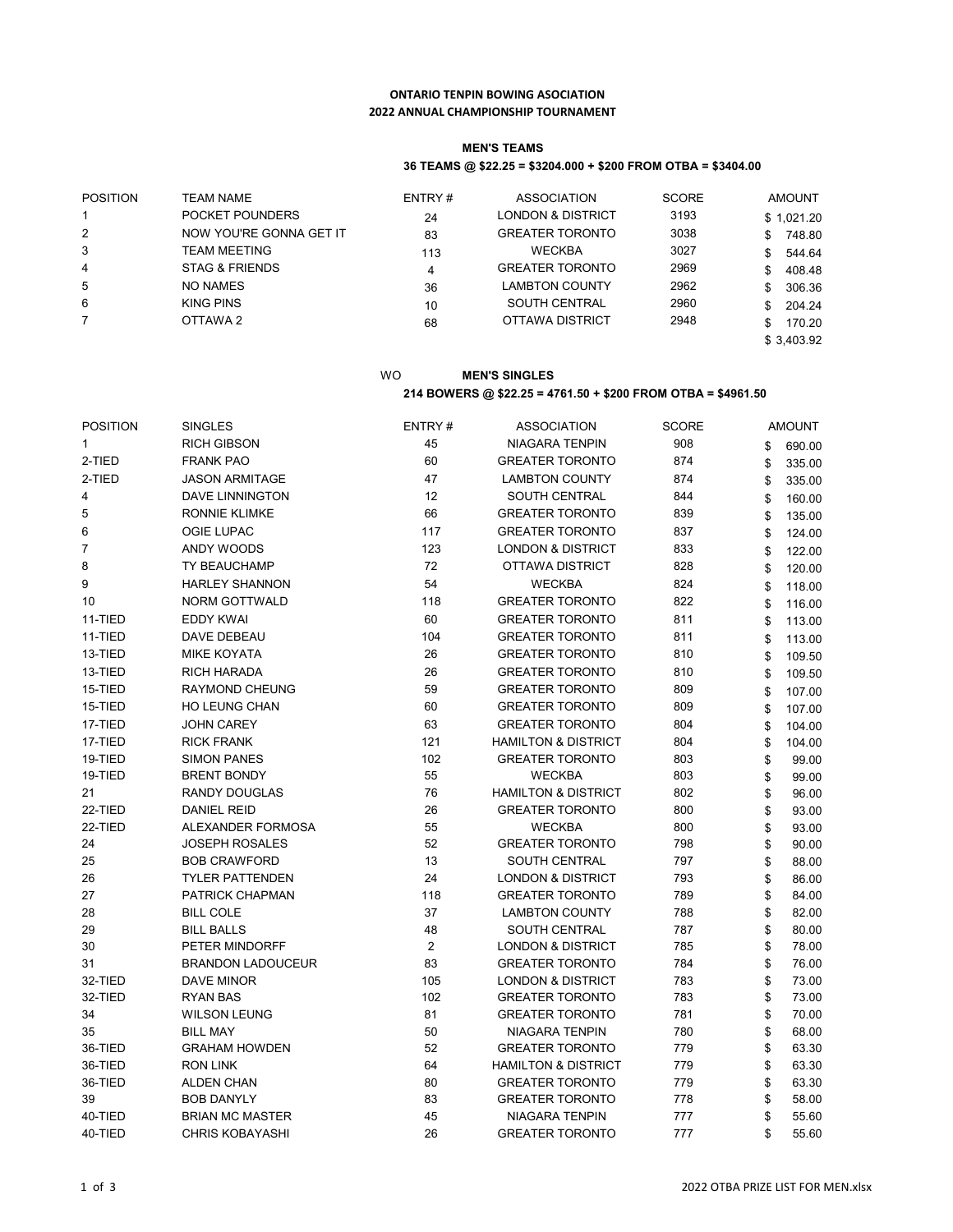**ONTARIO TENPIN BOWING ASOCIATION**
**2022 ANNUAL CHAMPIONSHIP TOURNAMENT**

**MEN'S TEAMS**

**36 TEAMS @ $22.25 = $3204.000 + $200 FROM OTBA = $3404.00**

| POSITION | TEAM NAME | ENTRY # | ASSOCIATION | SCORE | AMOUNT |
|---|---|---|---|---|---|
| 1 | POCKET POUNDERS | 24 | LONDON & DISTRICT | 3193 | $ 1,021.20 |
| 2 | NOW YOU'RE GONNA GET IT | 83 | GREATER TORONTO | 3038 | $ 748.80 |
| 3 | TEAM MEETING | 113 | WECKBA | 3027 | $ 544.64 |
| 4 | STAG & FRIENDS | 4 | GREATER TORONTO | 2969 | $ 408.48 |
| 5 | NO NAMES | 36 | LAMBTON COUNTY | 2962 | $ 306.36 |
| 6 | KING PINS | 10 | SOUTH CENTRAL | 2960 | $ 204.24 |
| 7 | OTTAWA 2 | 68 | OTTAWA DISTRICT | 2948 | $ 170.20 |
| | | | | | $ 3,403.92 |

WO **MEN'S SINGLES**

**214 BOWERS @ $22.25 = 4761.50 + $200 FROM OTBA = $4961.50**

| POSITION | SINGLES | ENTRY # | ASSOCIATION | SCORE | AMOUNT |
|---|---|---|---|---|---|
| 1 | RICH GIBSON | 45 | NIAGARA TENPIN | 908 | $ 690.00 |
| 2-TIED | FRANK PAO | 60 | GREATER TORONTO | 874 | $ 335.00 |
| 2-TIED | JASON ARMITAGE | 47 | LAMBTON COUNTY | 874 | $ 335.00 |
| 4 | DAVE LINNINGTON | 12 | SOUTH CENTRAL | 844 | $ 160.00 |
| 5 | RONNIE KLIMKE | 66 | GREATER TORONTO | 839 | $ 135.00 |
| 6 | OGIE LUPAC | 117 | GREATER TORONTO | 837 | $ 124.00 |
| 7 | ANDY WOODS | 123 | LONDON & DISTRICT | 833 | $ 122.00 |
| 8 | TY BEAUCHAMP | 72 | OTTAWA DISTRICT | 828 | $ 120.00 |
| 9 | HARLEY SHANNON | 54 | WECKBA | 824 | $ 118.00 |
| 10 | NORM GOTTWALD | 118 | GREATER TORONTO | 822 | $ 116.00 |
| 11-TIED | EDDY KWAI | 60 | GREATER TORONTO | 811 | $ 113.00 |
| 11-TIED | DAVE DEBEAU | 104 | GREATER TORONTO | 811 | $ 113.00 |
| 13-TIED | MIKE KOYATA | 26 | GREATER TORONTO | 810 | $ 109.50 |
| 13-TIED | RICH HARADA | 26 | GREATER TORONTO | 810 | $ 109.50 |
| 15-TIED | RAYMOND CHEUNG | 59 | GREATER TORONTO | 809 | $ 107.00 |
| 15-TIED | HO LEUNG CHAN | 60 | GREATER TORONTO | 809 | $ 107.00 |
| 17-TIED | JOHN CAREY | 63 | GREATER TORONTO | 804 | $ 104.00 |
| 17-TIED | RICK FRANK | 121 | HAMILTON & DISTRICT | 804 | $ 104.00 |
| 19-TIED | SIMON PANES | 102 | GREATER TORONTO | 803 | $ 99.00 |
| 19-TIED | BRENT BONDY | 55 | WECKBA | 803 | $ 99.00 |
| 21 | RANDY DOUGLAS | 76 | HAMILTON & DISTRICT | 802 | $ 96.00 |
| 22-TIED | DANIEL REID | 26 | GREATER TORONTO | 800 | $ 93.00 |
| 22-TIED | ALEXANDER FORMOSA | 55 | WECKBA | 800 | $ 93.00 |
| 24 | JOSEPH ROSALES | 52 | GREATER TORONTO | 798 | $ 90.00 |
| 25 | BOB CRAWFORD | 13 | SOUTH CENTRAL | 797 | $ 88.00 |
| 26 | TYLER PATTENDEN | 24 | LONDON & DISTRICT | 793 | $ 86.00 |
| 27 | PATRICK CHAPMAN | 118 | GREATER TORONTO | 789 | $ 84.00 |
| 28 | BILL COLE | 37 | LAMBTON COUNTY | 788 | $ 82.00 |
| 29 | BILL BALLS | 48 | SOUTH CENTRAL | 787 | $ 80.00 |
| 30 | PETER MINDORFF | 2 | LONDON & DISTRICT | 785 | $ 78.00 |
| 31 | BRANDON LADOUCEUR | 83 | GREATER TORONTO | 784 | $ 76.00 |
| 32-TIED | DAVE MINOR | 105 | LONDON & DISTRICT | 783 | $ 73.00 |
| 32-TIED | RYAN BAS | 102 | GREATER TORONTO | 783 | $ 73.00 |
| 34 | WILSON LEUNG | 81 | GREATER TORONTO | 781 | $ 70.00 |
| 35 | BILL MAY | 50 | NIAGARA TENPIN | 780 | $ 68.00 |
| 36-TIED | GRAHAM HOWDEN | 52 | GREATER TORONTO | 779 | $ 63.30 |
| 36-TIED | RON LINK | 64 | HAMILTON & DISTRICT | 779 | $ 63.30 |
| 36-TIED | ALDEN CHAN | 80 | GREATER TORONTO | 779 | $ 63.30 |
| 39 | BOB DANYLY | 83 | GREATER TORONTO | 778 | $ 58.00 |
| 40-TIED | BRIAN MC MASTER | 45 | NIAGARA TENPIN | 777 | $ 55.60 |
| 40-TIED | CHRIS KOBAYASHI | 26 | GREATER TORONTO | 777 | $ 55.60 |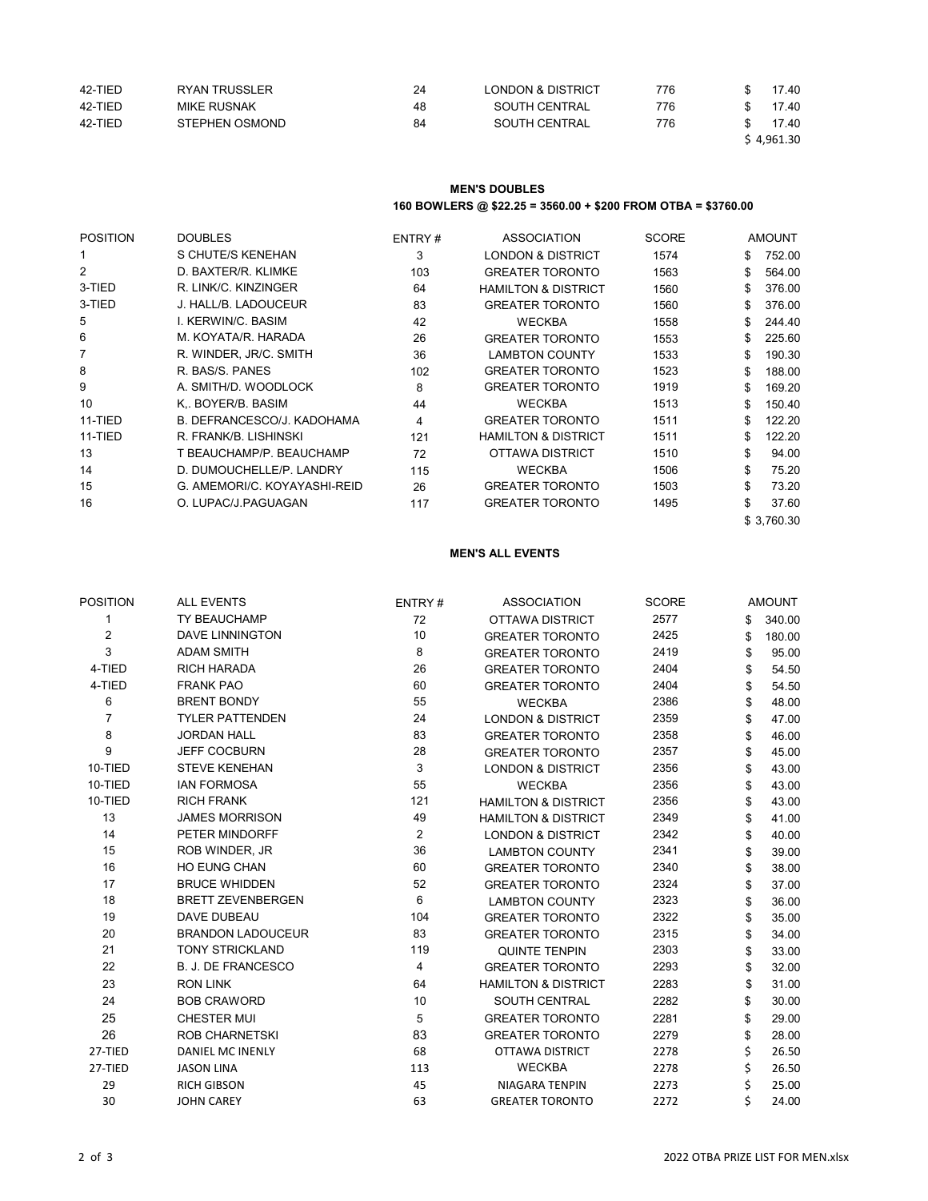| | | | | | |
|---|---|---|---|---|---|
| 42-TIED | RYAN TRUSSLER | 24 | LONDON & DISTRICT | 776 | $ 17.40 |
| 42-TIED | MIKE RUSNAK | 48 | SOUTH CENTRAL | 776 | $ 17.40 |
| 42-TIED | STEPHEN OSMOND | 84 | SOUTH CENTRAL | 776 | $ 17.40 |
| | | | | | $ 4,961.30 |

**MEN'S DOUBLES**

**160 BOWLERS @ $22.25 = 3560.00 + $200 FROM OTBA = $3760.00**

| POSITION | DOUBLES | ENTRY # | ASSOCIATION | SCORE | AMOUNT |
|---|---|---|---|---|---|
| 1 | S CHUTE/S KENEHAN | 3 | LONDON & DISTRICT | 1574 | $ 752.00 |
| 2 | D. BAXTER/R. KLIMKE | 103 | GREATER TORONTO | 1563 | $ 564.00 |
| 3-TIED | R. LINK/C. KINZINGER | 64 | HAMILTON & DISTRICT | 1560 | $ 376.00 |
| 3-TIED | J. HALL/B. LADOUCEUR | 83 | GREATER TORONTO | 1560 | $ 376.00 |
| 5 | I. KERWIN/C. BASIM | 42 | WECKBA | 1558 | $ 244.40 |
| 6 | M. KOYATA/R. HARADA | 26 | GREATER TORONTO | 1553 | $ 225.60 |
| 7 | R. WINDER, JR/C. SMITH | 36 | LAMBTON COUNTY | 1533 | $ 190.30 |
| 8 | R. BAS/S. PANES | 102 | GREATER TORONTO | 1523 | $ 188.00 |
| 9 | A. SMITH/D. WOODLOCK | 8 | GREATER TORONTO | 1919 | $ 169.20 |
| 10 | K,. BOYER/B. BASIM | 44 | WECKBA | 1513 | $ 150.40 |
| 11-TIED | B. DEFRANCESCO/J. KADOHAMA | 4 | GREATER TORONTO | 1511 | $ 122.20 |
| 11-TIED | R. FRANK/B. LISHINSKI | 121 | HAMILTON & DISTRICT | 1511 | $ 122.20 |
| 13 | T BEAUCHAMP/P. BEAUCHAMP | 72 | OTTAWA DISTRICT | 1510 | $ 94.00 |
| 14 | D. DUMOUCHELLE/P. LANDRY | 115 | WECKBA | 1506 | $ 75.20 |
| 15 | G. AMEMORI/C. KOYAYASHI-REID | 26 | GREATER TORONTO | 1503 | $ 73.20 |
| 16 | O. LUPAC/J.PAGUAGAN | 117 | GREATER TORONTO | 1495 | $ 37.60 |
| | | | | | $ 3,760.30 |

**MEN'S ALL EVENTS**

| POSITION | ALL EVENTS | ENTRY # | ASSOCIATION | SCORE | AMOUNT |
|---|---|---|---|---|---|
| 1 | TY BEAUCHAMP | 72 | OTTAWA DISTRICT | 2577 | $ 340.00 |
| 2 | DAVE LINNINGTON | 10 | GREATER TORONTO | 2425 | $ 180.00 |
| 3 | ADAM SMITH | 8 | GREATER TORONTO | 2419 | $ 95.00 |
| 4-TIED | RICH HARADA | 26 | GREATER TORONTO | 2404 | $ 54.50 |
| 4-TIED | FRANK PAO | 60 | GREATER TORONTO | 2404 | $ 54.50 |
| 6 | BRENT BONDY | 55 | WECKBA | 2386 | $ 48.00 |
| 7 | TYLER PATTENDEN | 24 | LONDON & DISTRICT | 2359 | $ 47.00 |
| 8 | JORDAN HALL | 83 | GREATER TORONTO | 2358 | $ 46.00 |
| 9 | JEFF COCBURN | 28 | GREATER TORONTO | 2357 | $ 45.00 |
| 10-TIED | STEVE KENEHAN | 3 | LONDON & DISTRICT | 2356 | $ 43.00 |
| 10-TIED | IAN FORMOSA | 55 | WECKBA | 2356 | $ 43.00 |
| 10-TIED | RICH FRANK | 121 | HAMILTON & DISTRICT | 2356 | $ 43.00 |
| 13 | JAMES MORRISON | 49 | HAMILTON & DISTRICT | 2349 | $ 41.00 |
| 14 | PETER MINDORFF | 2 | LONDON & DISTRICT | 2342 | $ 40.00 |
| 15 | ROB WINDER, JR | 36 | LAMBTON COUNTY | 2341 | $ 39.00 |
| 16 | HO EUNG CHAN | 60 | GREATER TORONTO | 2340 | $ 38.00 |
| 17 | BRUCE WHIDDEN | 52 | GREATER TORONTO | 2324 | $ 37.00 |
| 18 | BRETT ZEVENBERGEN | 6 | LAMBTON COUNTY | 2323 | $ 36.00 |
| 19 | DAVE DUBEAU | 104 | GREATER TORONTO | 2322 | $ 35.00 |
| 20 | BRANDON LADOUCEUR | 83 | GREATER TORONTO | 2315 | $ 34.00 |
| 21 | TONY STRICKLAND | 119 | QUINTE TENPIN | 2303 | $ 33.00 |
| 22 | B. J. DE FRANCESCO | 4 | GREATER TORONTO | 2293 | $ 32.00 |
| 23 | RON LINK | 64 | HAMILTON & DISTRICT | 2283 | $ 31.00 |
| 24 | BOB CRAWORD | 10 | SOUTH CENTRAL | 2282 | $ 30.00 |
| 25 | CHESTER MUI | 5 | GREATER TORONTO | 2281 | $ 29.00 |
| 26 | ROB CHARNETSKI | 83 | GREATER TORONTO | 2279 | $ 28.00 |
| 27-TIED | DANIEL MC INENLY | 68 | OTTAWA DISTRICT | 2278 | $ 26.50 |
| 27-TIED | JASON LINA | 113 | WECKBA | 2278 | $ 26.50 |
| 29 | RICH GIBSON | 45 | NIAGARA TENPIN | 2273 | $ 25.00 |
| 30 | JOHN CAREY | 63 | GREATER TORONTO | 2272 | $ 24.00 |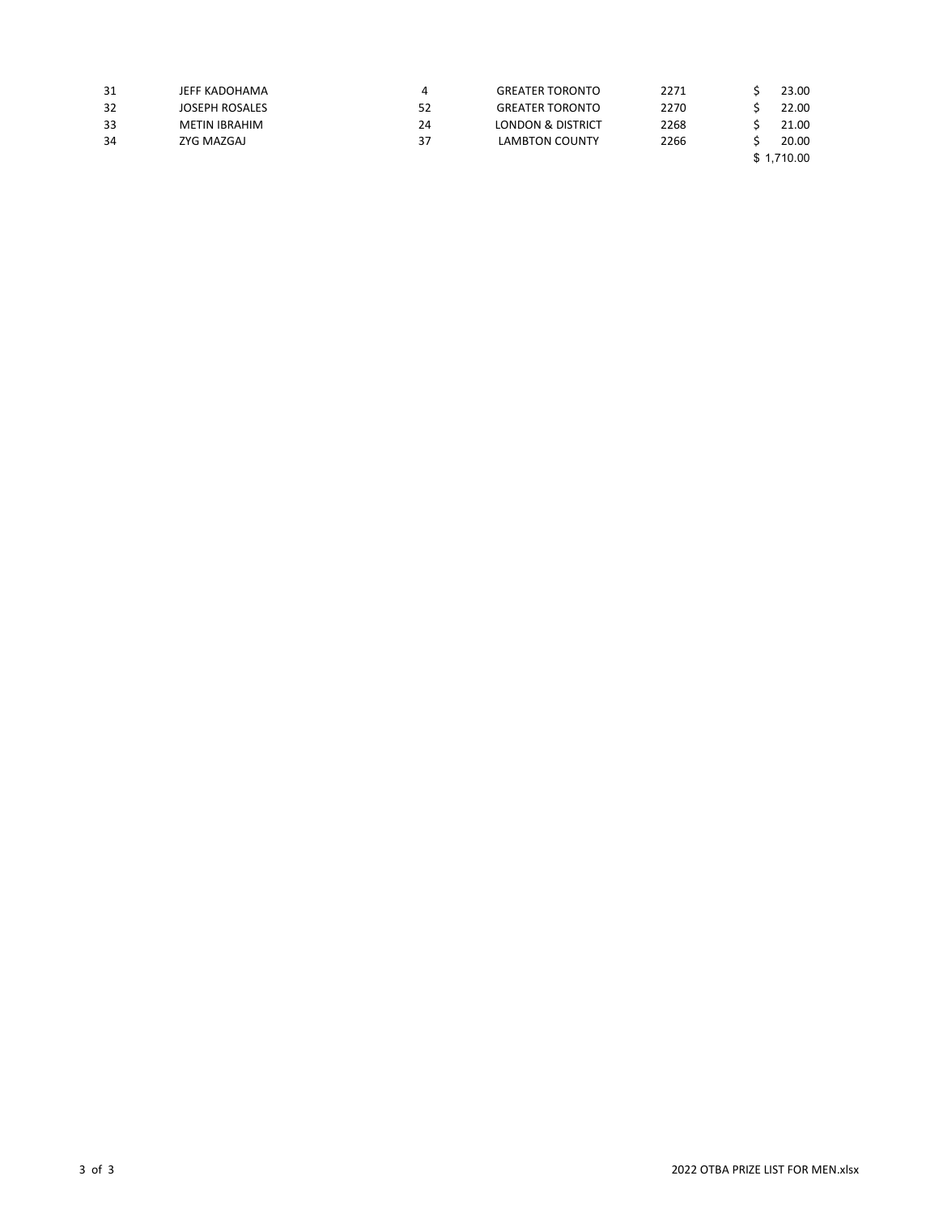| | | | | | |
|---|---|---|---|---|---|
| 31 | JEFF KADOHAMA | 4 | GREATER TORONTO | 2271 | $ 23.00 |
| 32 | JOSEPH ROSALES | 52 | GREATER TORONTO | 2270 | $ 22.00 |
| 33 | METIN IBRAHIM | 24 | LONDON & DISTRICT | 2268 | $ 21.00 |
| 34 | ZYG MAZGAJ | 37 | LAMBTON COUNTY | 2266 | $ 20.00 |
| | | | | | $ 1,710.00 |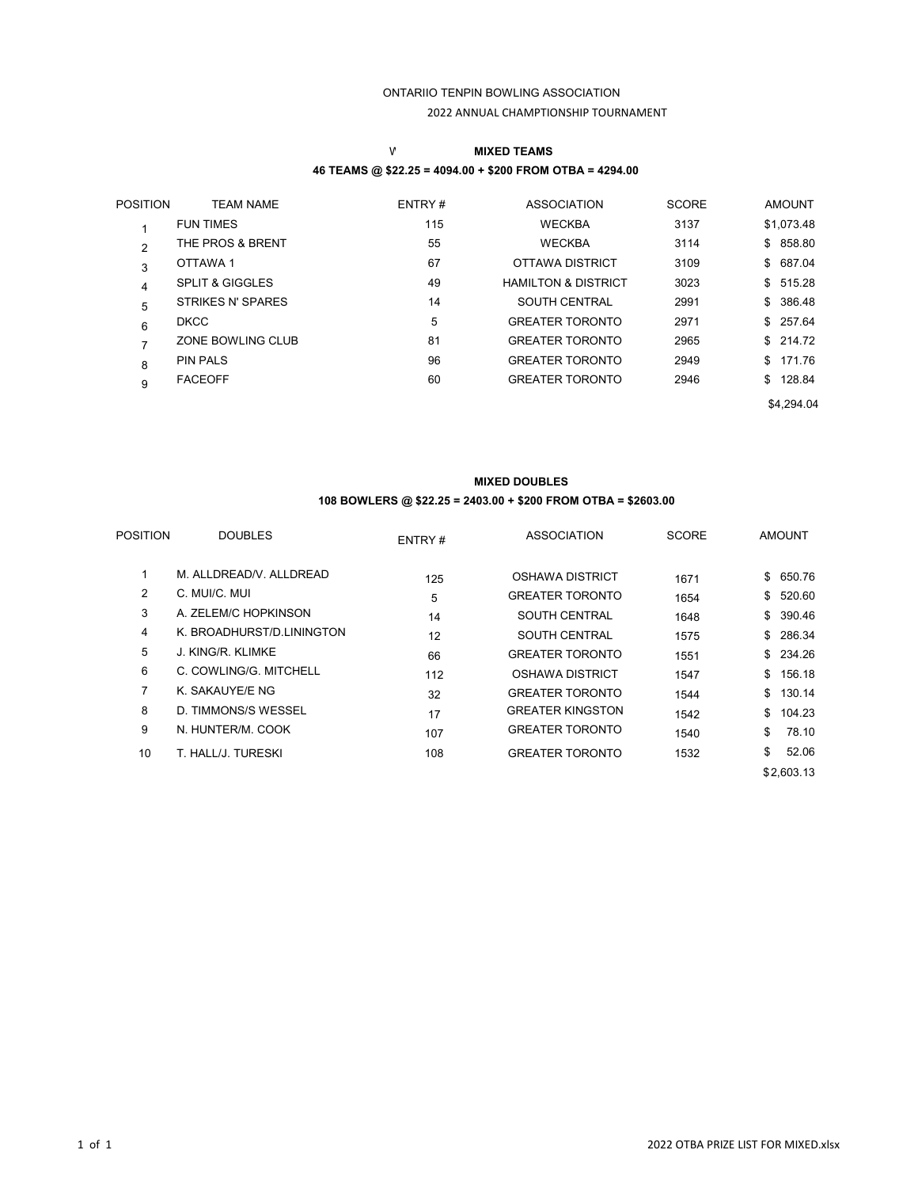ONTARIIO TENPIN BOWLING ASSOCIATION

2022 ANNUAL CHAMPTIONSHIP TOURNAMENT

V **MIXED TEAMS**

**46 TEAMS @ $22.25 = 4094.00 + $200 FROM OTBA = 4294.00**

| POSITION | TEAM NAME | ENTRY # | ASSOCIATION | SCORE | AMOUNT |
|---|---|---|---|---|---|
| 1 | FUN TIMES | 115 | WECKBA | 3137 | $1,073.48 |
| 2 | THE PROS & BRENT | 55 | WECKBA | 3114 | $ 858.80 |
| 3 | OTTAWA 1 | 67 | OTTAWA DISTRICT | 3109 | $ 687.04 |
| 4 | SPLIT & GIGGLES | 49 | HAMILTON & DISTRICT | 3023 | $ 515.28 |
| 5 | STRIKES N' SPARES | 14 | SOUTH CENTRAL | 2991 | $ 386.48 |
| 6 | DKCC | 5 | GREATER TORONTO | 2971 | $ 257.64 |
| 7 | ZONE BOWLING CLUB | 81 | GREATER TORONTO | 2965 | $ 214.72 |
| 8 | PIN PALS | 96 | GREATER TORONTO | 2949 | $ 171.76 |
| 9 | FACEOFF | 60 | GREATER TORONTO | 2946 | $ 128.84 |
| | | | | | $4,294.04 |

**MIXED DOUBLES**

**108 BOWLERS @ $22.25 = 2403.00 + $200 FROM OTBA = $2603.00**

| POSITION | DOUBLES | ENTRY # | ASSOCIATION | SCORE | AMOUNT |
|---|---|---|---|---|---|
| 1 | M. ALLDREAD/V. ALLDREAD | 125 | OSHAWA DISTRICT | 1671 | $ 650.76 |
| 2 | C. MUI/C. MUI | 5 | GREATER TORONTO | 1654 | $ 520.60 |
| 3 | A. ZELEM/C HOPKINSON | 14 | SOUTH CENTRAL | 1648 | $ 390.46 |
| 4 | K. BROADHURST/D.LININGTON | 12 | SOUTH CENTRAL | 1575 | $ 286.34 |
| 5 | J. KING/R. KLIMKE | 66 | GREATER TORONTO | 1551 | $ 234.26 |
| 6 | C. COWLING/G. MITCHELL | 112 | OSHAWA DISTRICT | 1547 | $ 156.18 |
| 7 | K. SAKAUYE/E NG | 32 | GREATER TORONTO | 1544 | $ 130.14 |
| 8 | D. TIMMONS/S WESSEL | 17 | GREATER KINGSTON | 1542 | $ 104.23 |
| 9 | N. HUNTER/M. COOK | 107 | GREATER TORONTO | 1540 | $ 78.10 |
| 10 | T. HALL/J. TURESKI | 108 | GREATER TORONTO | 1532 | $ 52.06 |
| | | | | | $2,603.13 |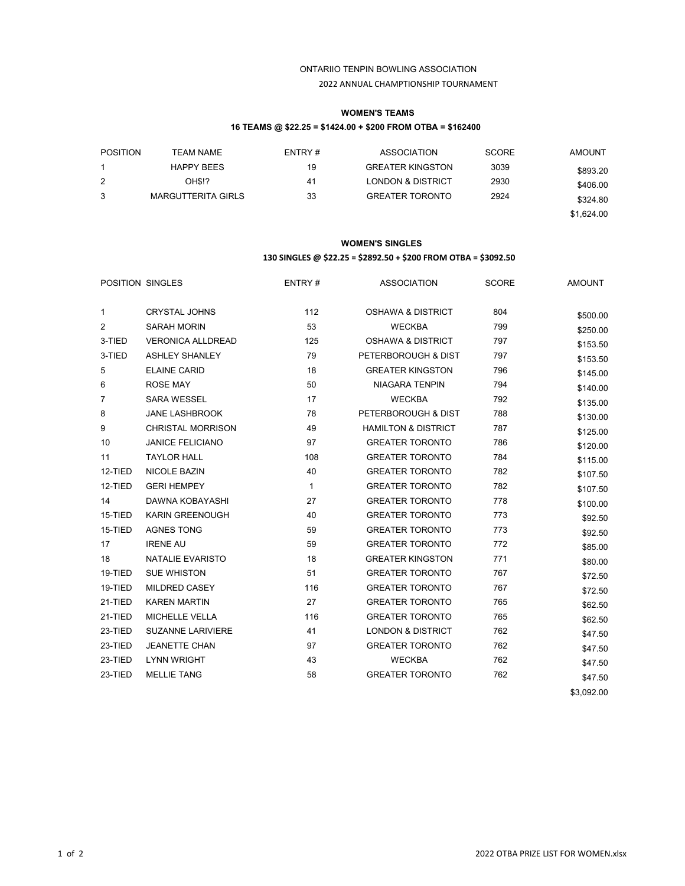ONTARIIO TENPIN BOWLING ASSOCIATION

2022 ANNUAL CHAMPTIONSHIP TOURNAMENT

## WOMEN'S TEAMS

**16 TEAMS @ $22.25 = $1424.00 + $200 FROM OTBA = $162400**

| POSITION | TEAM NAME | ENTRY # | ASSOCIATION | SCORE | AMOUNT |
|---|---|---|---|---|---|
| 1 | HAPPY BEES | 19 | GREATER KINGSTON | 3039 | $893.20 |
| 2 | OH$!? | 41 | LONDON & DISTRICT | 2930 | $406.00 |
| 3 | MARGUTTERITA GIRLS | 33 | GREATER TORONTO | 2924 | $324.80 |
| | | | | | $1,624.00 |

## WOMEN'S SINGLES

**130 SINGLES @ $22.25 = $2892.50 + $200 FROM OTBA = $3092.50**

| POSITION | SINGLES | ENTRY # | ASSOCIATION | SCORE | AMOUNT |
|---|---|---|---|---|---|
| 1 | CRYSTAL JOHNS | 112 | OSHAWA & DISTRICT | 804 | $500.00 |
| 2 | SARAH MORIN | 53 | WECKBA | 799 | $250.00 |
| 3-TIED | VERONICA ALLDREAD | 125 | OSHAWA & DISTRICT | 797 | $153.50 |
| 3-TIED | ASHLEY SHANLEY | 79 | PETERBOROUGH & DIST | 797 | $153.50 |
| 5 | ELAINE CARID | 18 | GREATER KINGSTON | 796 | $145.00 |
| 6 | ROSE MAY | 50 | NIAGARA TENPIN | 794 | $140.00 |
| 7 | SARA WESSEL | 17 | WECKBA | 792 | $135.00 |
| 8 | JANE LASHBROOK | 78 | PETERBOROUGH & DIST | 788 | $130.00 |
| 9 | CHRISTAL MORRISON | 49 | HAMILTON & DISTRICT | 787 | $125.00 |
| 10 | JANICE FELICIANO | 97 | GREATER TORONTO | 786 | $120.00 |
| 11 | TAYLOR HALL | 108 | GREATER TORONTO | 784 | $115.00 |
| 12-TIED | NICOLE BAZIN | 40 | GREATER TORONTO | 782 | $107.50 |
| 12-TIED | GERI HEMPEY | 1 | GREATER TORONTO | 782 | $107.50 |
| 14 | DAWNA KOBAYASHI | 27 | GREATER TORONTO | 778 | $100.00 |
| 15-TIED | KARIN GREENOUGH | 40 | GREATER TORONTO | 773 | $92.50 |
| 15-TIED | AGNES TONG | 59 | GREATER TORONTO | 773 | $92.50 |
| 17 | IRENE AU | 59 | GREATER TORONTO | 772 | $85.00 |
| 18 | NATALIE EVARISTO | 18 | GREATER KINGSTON | 771 | $80.00 |
| 19-TIED | SUE WHISTON | 51 | GREATER TORONTO | 767 | $72.50 |
| 19-TIED | MILDRED CASEY | 116 | GREATER TORONTO | 767 | $72.50 |
| 21-TIED | KAREN MARTIN | 27 | GREATER TORONTO | 765 | $62.50 |
| 21-TIED | MICHELLE VELLA | 116 | GREATER TORONTO | 765 | $62.50 |
| 23-TIED | SUZANNE LARIVIERE | 41 | LONDON & DISTRICT | 762 | $47.50 |
| 23-TIED | JEANETTE CHAN | 97 | GREATER TORONTO | 762 | $47.50 |
| 23-TIED | LYNN WRIGHT | 43 | WECKBA | 762 | $47.50 |
| 23-TIED | MELLIE TANG | 58 | GREATER TORONTO | 762 | $47.50 |
| | | | | | $3,092.00 |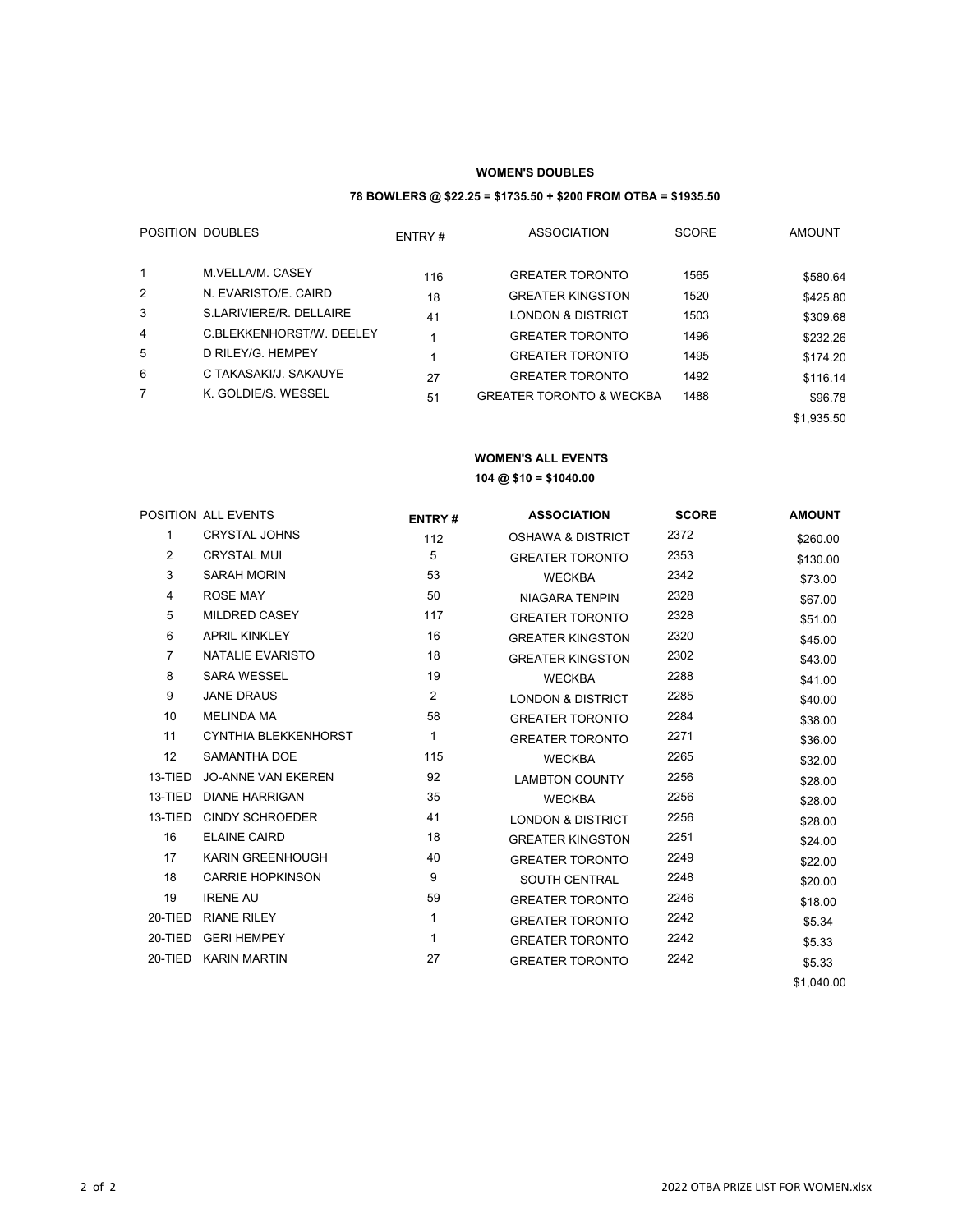## WOMEN'S DOUBLES

**78 BOWLERS @ $22.25 = $1735.50 + $200 FROM OTBA = $1935.50**

| POSITION | DOUBLES | ENTRY # | ASSOCIATION | SCORE | AMOUNT |
|---|---|---|---|---|---|
| 1 | M.VELLA/M. CASEY | 116 | GREATER TORONTO | 1565 | $580.64 |
| 2 | N. EVARISTO/E. CAIRD | 18 | GREATER KINGSTON | 1520 | $425.80 |
| 3 | S.LARIVIERE/R. DELLAIRE | 41 | LONDON & DISTRICT | 1503 | $309.68 |
| 4 | C.BLEKKENHORST/W. DEELEY | 1 | GREATER TORONTO | 1496 | $232.26 |
| 5 | D RILEY/G. HEMPEY | 1 | GREATER TORONTO | 1495 | $174.20 |
| 6 | C TAKASAKI/J. SAKAUYE | 27 | GREATER TORONTO | 1492 | $116.14 |
| 7 | K. GOLDIE/S. WESSEL | 51 | GREATER TORONTO & WECKBA | 1488 | $96.78 |
| | | | | | $1,935.50 |

## WOMEN'S ALL EVENTS

**104 @ $10 = $1040.00**

| POSITION | ALL EVENTS | **ENTRY #** | **ASSOCIATION** | **SCORE** | **AMOUNT** |
|---|---|---|---|---|---|
| 1 | CRYSTAL JOHNS | 112 | OSHAWA & DISTRICT | 2372 | $260.00 |
| 2 | CRYSTAL MUI | 5 | GREATER TORONTO | 2353 | $130.00 |
| 3 | SARAH MORIN | 53 | WECKBA | 2342 | $73.00 |
| 4 | ROSE MAY | 50 | NIAGARA TENPIN | 2328 | $67.00 |
| 5 | MILDRED CASEY | 117 | GREATER TORONTO | 2328 | $51.00 |
| 6 | APRIL KINKLEY | 16 | GREATER KINGSTON | 2320 | $45.00 |
| 7 | NATALIE EVARISTO | 18 | GREATER KINGSTON | 2302 | $43.00 |
| 8 | SARA WESSEL | 19 | WECKBA | 2288 | $41.00 |
| 9 | JANE DRAUS | 2 | LONDON & DISTRICT | 2285 | $40.00 |
| 10 | MELINDA MA | 58 | GREATER TORONTO | 2284 | $38.00 |
| 11 | CYNTHIA BLEKKENHORST | 1 | GREATER TORONTO | 2271 | $36.00 |
| 12 | SAMANTHA DOE | 115 | WECKBA | 2265 | $32.00 |
| 13-TIED | JO-ANNE VAN EKEREN | 92 | LAMBTON COUNTY | 2256 | $28.00 |
| 13-TIED | DIANE HARRIGAN | 35 | WECKBA | 2256 | $28.00 |
| 13-TIED | CINDY SCHROEDER | 41 | LONDON & DISTRICT | 2256 | $28.00 |
| 16 | ELAINE CAIRD | 18 | GREATER KINGSTON | 2251 | $24.00 |
| 17 | KARIN GREENHOUGH | 40 | GREATER TORONTO | 2249 | $22.00 |
| 18 | CARRIE HOPKINSON | 9 | SOUTH CENTRAL | 2248 | $20.00 |
| 19 | IRENE AU | 59 | GREATER TORONTO | 2246 | $18.00 |
| 20-TIED | RIANE RILEY | 1 | GREATER TORONTO | 2242 | $5.34 |
| 20-TIED | GERI HEMPEY | 1 | GREATER TORONTO | 2242 | $5.33 |
| 20-TIED | KARIN MARTIN | 27 | GREATER TORONTO | 2242 | $5.33 |
| | | | | | $1,040.00 |